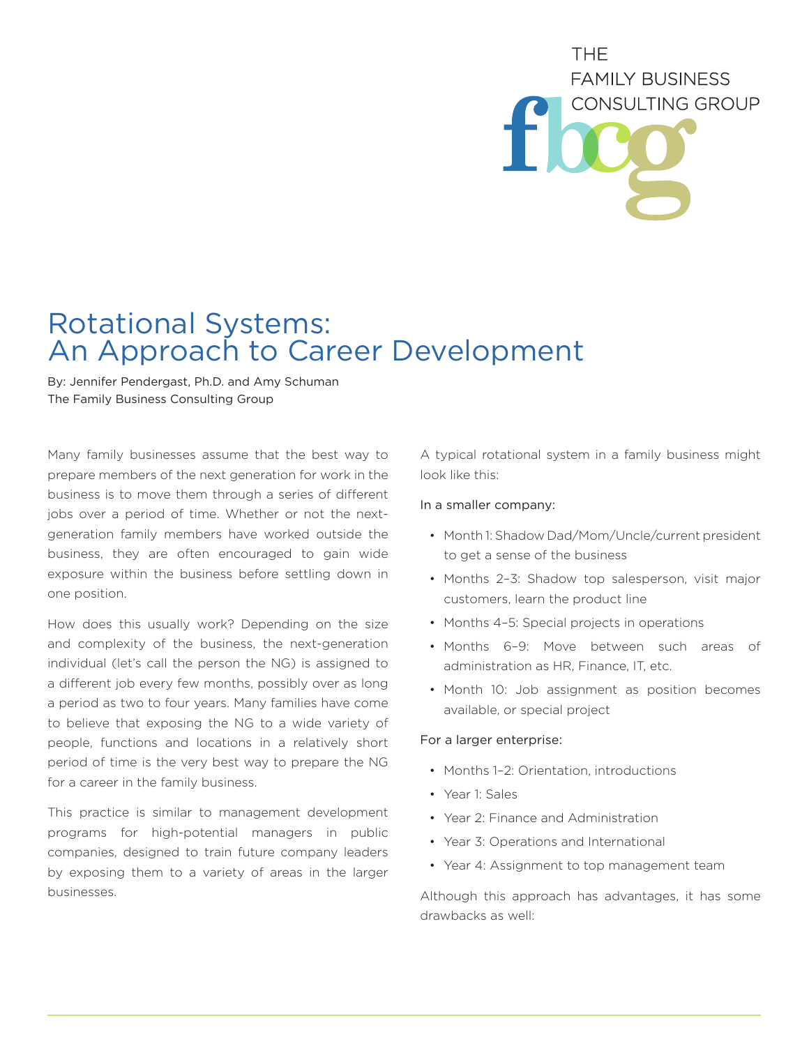THE FAMILY BUSINESS CONSULTING GROUP

# Rotational Systems: An Approach to Career Development

By: Jennifer Pendergast, Ph.D. and Amy Schuman
The Family Business Consulting Group

Many family businesses assume that the best way to prepare members of the next generation for work in the business is to move them through a series of different jobs over a period of time. Whether or not the next-generation family members have worked outside the business, they are often encouraged to gain wide exposure within the business before settling down in one position.

How does this usually work? Depending on the size and complexity of the business, the next-generation individual (let's call the person the NG) is assigned to a different job every few months, possibly over as long a period as two to four years. Many families have come to believe that exposing the NG to a wide variety of people, functions and locations in a relatively short period of time is the very best way to prepare the NG for a career in the family business.

This practice is similar to management development programs for high-potential managers in public companies, designed to train future company leaders by exposing them to a variety of areas in the larger businesses.

A typical rotational system in a family business might look like this:

In a smaller company:

- Month 1: Shadow Dad/Mom/Uncle/current president to get a sense of the business
- Months 2–3: Shadow top salesperson, visit major customers, learn the product line
- Months 4–5: Special projects in operations
- Months 6–9: Move between such areas of administration as HR, Finance, IT, etc.
- Month 10: Job assignment as position becomes available, or special project

For a larger enterprise:

- Months 1–2: Orientation, introductions
- Year 1: Sales
- Year 2: Finance and Administration
- Year 3: Operations and International
- Year 4: Assignment to top management team

Although this approach has advantages, it has some drawbacks as well: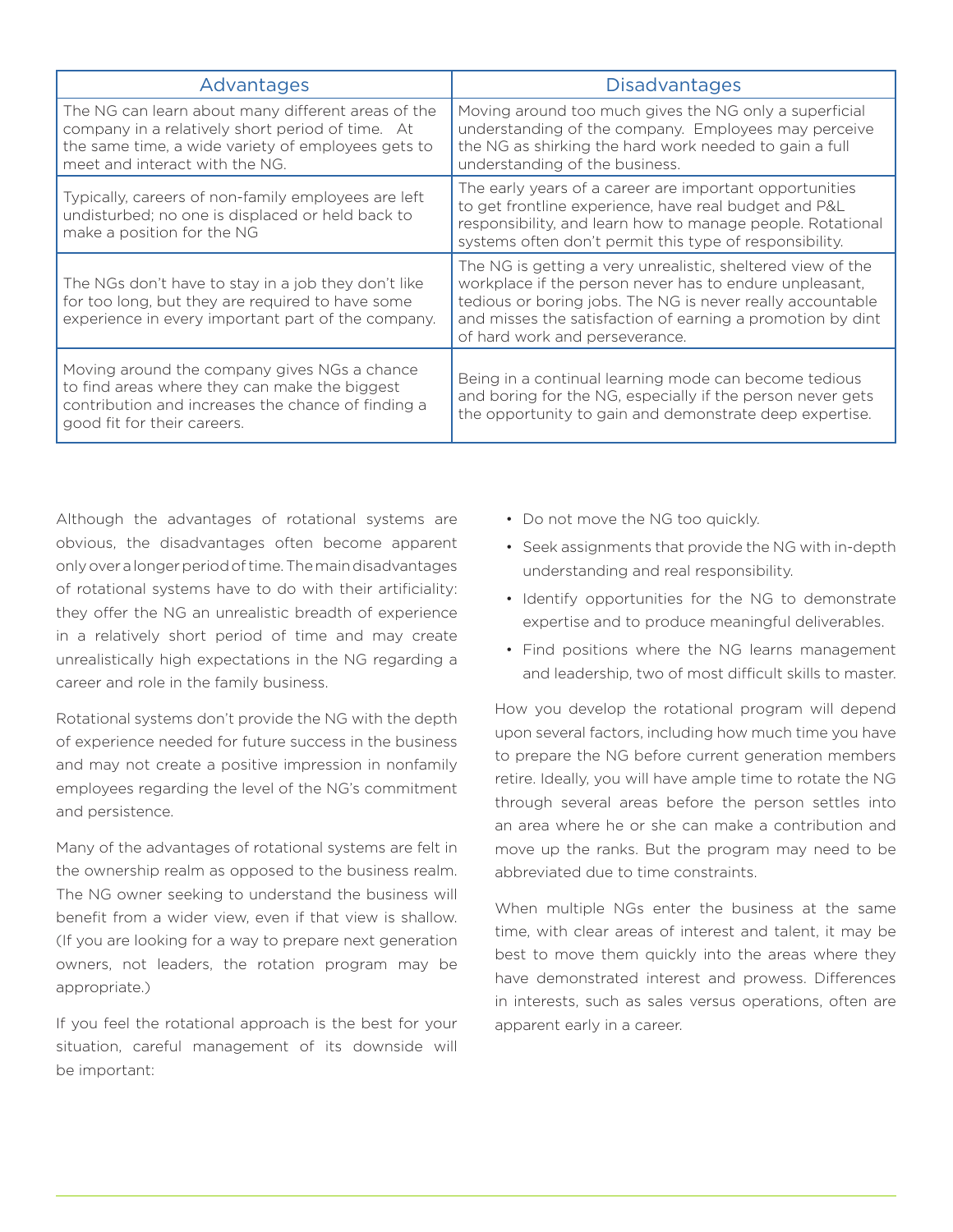| Advantages | Disadvantages |
| --- | --- |
| The NG can learn about many different areas of the company in a relatively short period of time. At the same time, a wide variety of employees gets to meet and interact with the NG. | Moving around too much gives the NG only a superficial understanding of the company. Employees may perceive the NG as shirking the hard work needed to gain a full understanding of the business. |
| Typically, careers of non-family employees are left undisturbed; no one is displaced or held back to make a position for the NG | The early years of a career are important opportunities to get frontline experience, have real budget and P&L responsibility, and learn how to manage people. Rotational systems often don't permit this type of responsibility. |
| The NGs don't have to stay in a job they don't like for too long, but they are required to have some experience in every important part of the company. | The NG is getting a very unrealistic, sheltered view of the workplace if the person never has to endure unpleasant, tedious or boring jobs. The NG is never really accountable and misses the satisfaction of earning a promotion by dint of hard work and perseverance. |
| Moving around the company gives NGs a chance to find areas where they can make the biggest contribution and increases the chance of finding a good fit for their careers. | Being in a continual learning mode can become tedious and boring for the NG, especially if the person never gets the opportunity to gain and demonstrate deep expertise. |

Although the advantages of rotational systems are obvious, the disadvantages often become apparent only over a longer period of time. The main disadvantages of rotational systems have to do with their artificiality: they offer the NG an unrealistic breadth of experience in a relatively short period of time and may create unrealistically high expectations in the NG regarding a career and role in the family business.

Rotational systems don't provide the NG with the depth of experience needed for future success in the business and may not create a positive impression in nonfamily employees regarding the level of the NG's commitment and persistence.

Many of the advantages of rotational systems are felt in the ownership realm as opposed to the business realm. The NG owner seeking to understand the business will benefit from a wider view, even if that view is shallow. (If you are looking for a way to prepare next generation owners, not leaders, the rotation program may be appropriate.)

If you feel the rotational approach is the best for your situation, careful management of its downside will be important:

- Do not move the NG too quickly.
- Seek assignments that provide the NG with in-depth understanding and real responsibility.
- Identify opportunities for the NG to demonstrate expertise and to produce meaningful deliverables.
- Find positions where the NG learns management and leadership, two of most difficult skills to master.

How you develop the rotational program will depend upon several factors, including how much time you have to prepare the NG before current generation members retire. Ideally, you will have ample time to rotate the NG through several areas before the person settles into an area where he or she can make a contribution and move up the ranks. But the program may need to be abbreviated due to time constraints.

When multiple NGs enter the business at the same time, with clear areas of interest and talent, it may be best to move them quickly into the areas where they have demonstrated interest and prowess. Differences in interests, such as sales versus operations, often are apparent early in a career.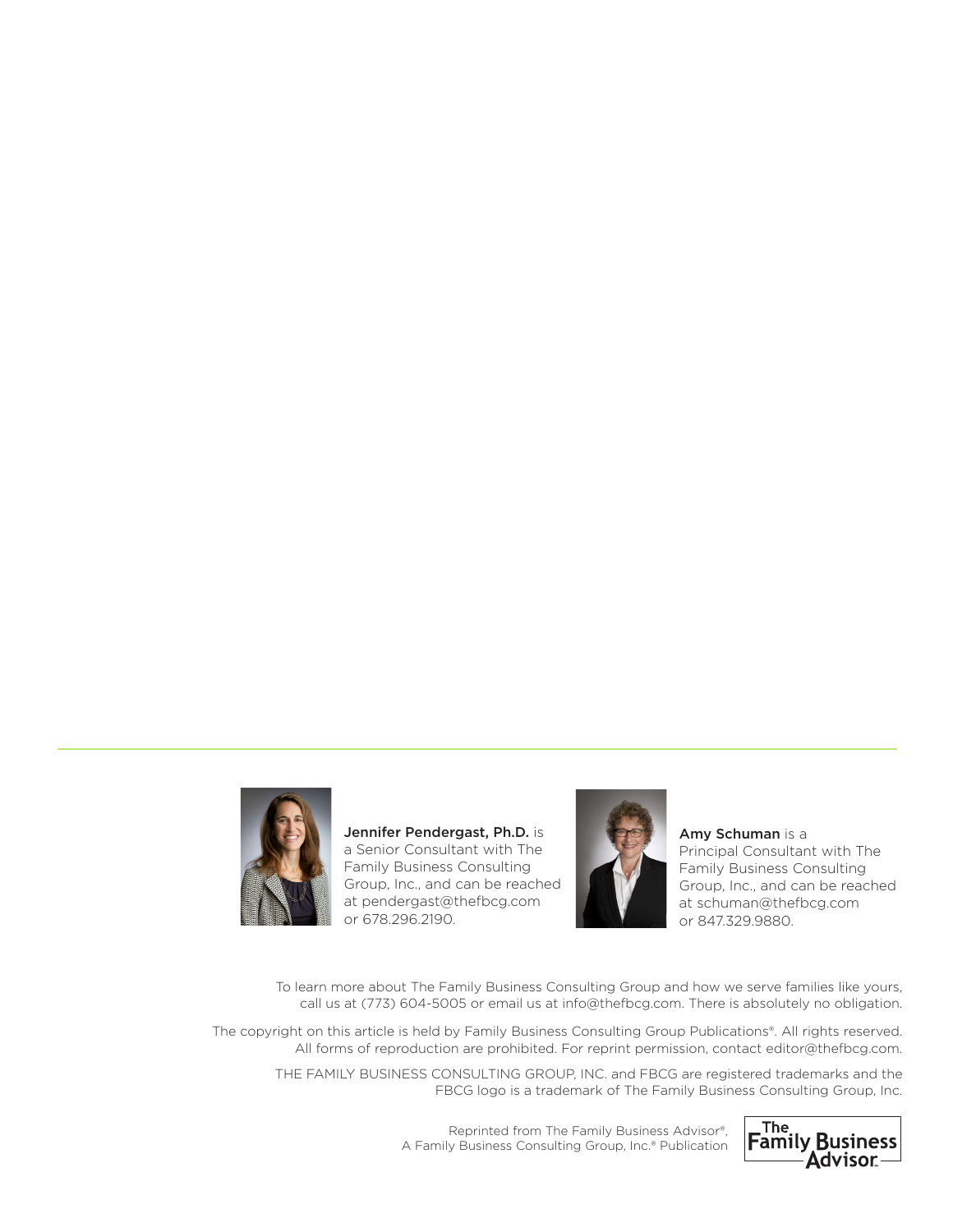**Jennifer Pendergast, Ph.D.** is a Senior Consultant with The Family Business Consulting Group, Inc., and can be reached at pendergast@thefbcg.com or 678.296.2190.

**Amy Schuman** is a Principal Consultant with The Family Business Consulting Group, Inc., and can be reached at schuman@thefbcg.com or 847.329.9880.

To learn more about The Family Business Consulting Group and how we serve families like yours, call us at (773) 604-5005 or email us at info@thefbcg.com. There is absolutely no obligation.

The copyright on this article is held by Family Business Consulting Group Publications®. All rights reserved. All forms of reproduction are prohibited. For reprint permission, contact editor@thefbcg.com.

THE FAMILY BUSINESS CONSULTING GROUP, INC. and FBCG are registered trademarks and the FBCG logo is a trademark of The Family Business Consulting Group, Inc.

Reprinted from The Family Business Advisor®, A Family Business Consulting Group, Inc.® Publication

The Family Business Advisor